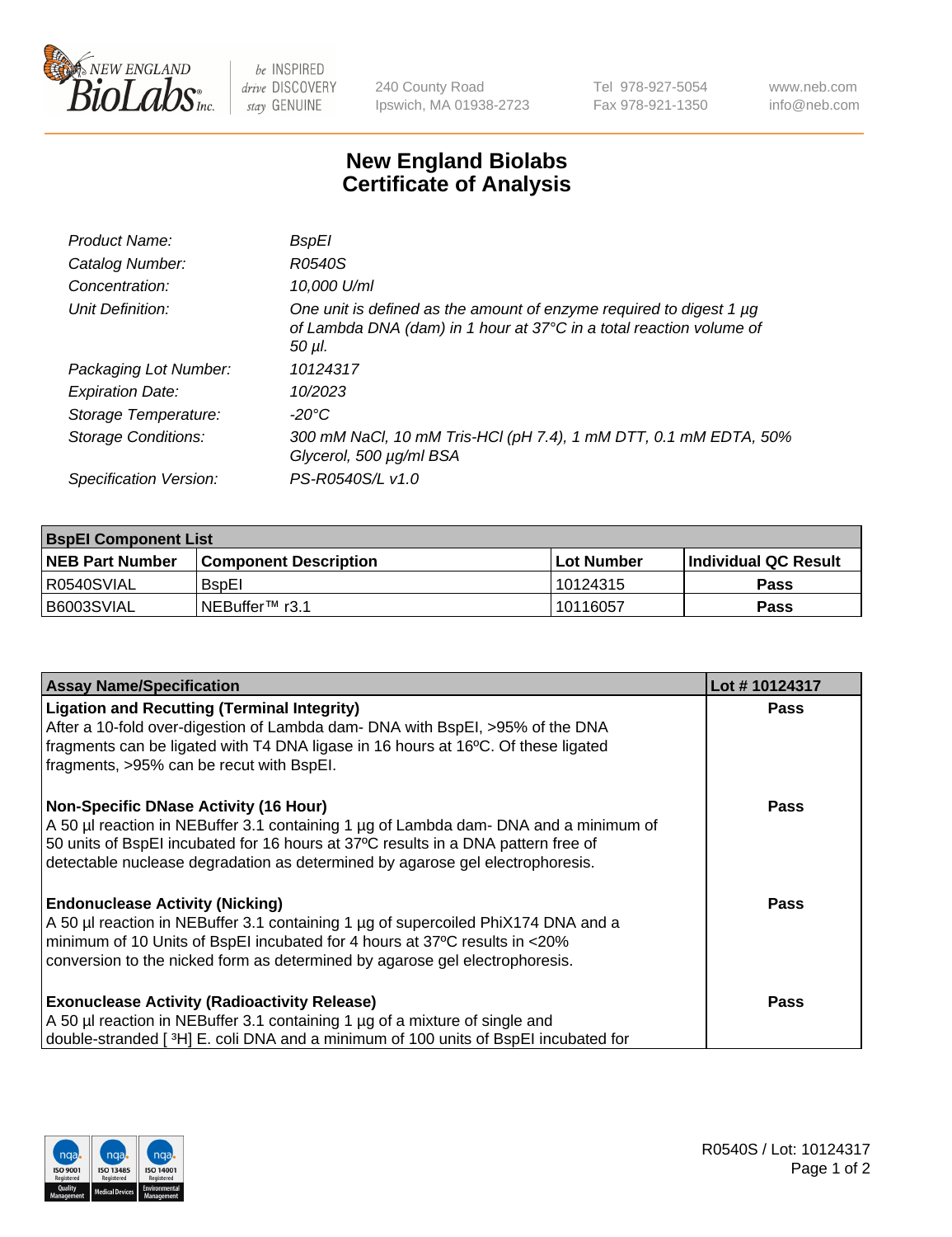# New England Biolabs
# Certificate of Analysis

| | |
|---|---|
| *Product Name:* | *BspEI* |
| *Catalog Number:* | *R0540S* |
| *Concentration:* | *10,000 U/ml* |
| *Unit Definition:* | *One unit is defined as the amount of enzyme required to digest 1 µg of Lambda DNA (dam) in 1 hour at 37°C in a total reaction volume of 50 µl.* |
| *Packaging Lot Number:* | *10124317* |
| *Expiration Date:* | *10/2023* |
| *Storage Temperature:* | *-20°C* |
| *Storage Conditions:* | *300 mM NaCl, 10 mM Tris-HCl (pH 7.4), 1 mM DTT, 0.1 mM EDTA, 50% Glycerol, 500 µg/ml BSA* |
| *Specification Version:* | *PS-R0540S/L v1.0* |

| **BspEI Component List** | | | |
|---|---|---|---|
| **NEB Part Number** | **Component Description** | **Lot Number** | **Individual QC Result** |
| R0540SVIAL | BspEI | 10124315 | **Pass** |
| B6003SVIAL | NEBuffer™ r3.1 | 10116057 | **Pass** |

| **Assay Name/Specification** | **Lot # 10124317** |
|---|---|
| **Ligation and Recutting (Terminal Integrity)**<br>After a 10-fold over-digestion of Lambda dam- DNA with BspEI, >95% of the DNA fragments can be ligated with T4 DNA ligase in 16 hours at 16ºC. Of these ligated fragments, >95% can be recut with BspEI. | **Pass** |
| **Non-Specific DNase Activity (16 Hour)**<br>A 50 µl reaction in NEBuffer 3.1 containing 1 µg of Lambda dam- DNA and a minimum of 50 units of BspEI incubated for 16 hours at 37ºC results in a DNA pattern free of detectable nuclease degradation as determined by agarose gel electrophoresis. | **Pass** |
| **Endonuclease Activity (Nicking)**<br>A 50 µl reaction in NEBuffer 3.1 containing 1 µg of supercoiled PhiX174 DNA and a minimum of 10 Units of BspEI incubated for 4 hours at 37ºC results in <20% conversion to the nicked form as determined by agarose gel electrophoresis. | **Pass** |
| **Exonuclease Activity (Radioactivity Release)**<br>A 50 µl reaction in NEBuffer 3.1 containing 1 µg of a mixture of single and double-stranded [ $^3$H] E. coli DNA and a minimum of 100 units of BspEI incubated for | **Pass** |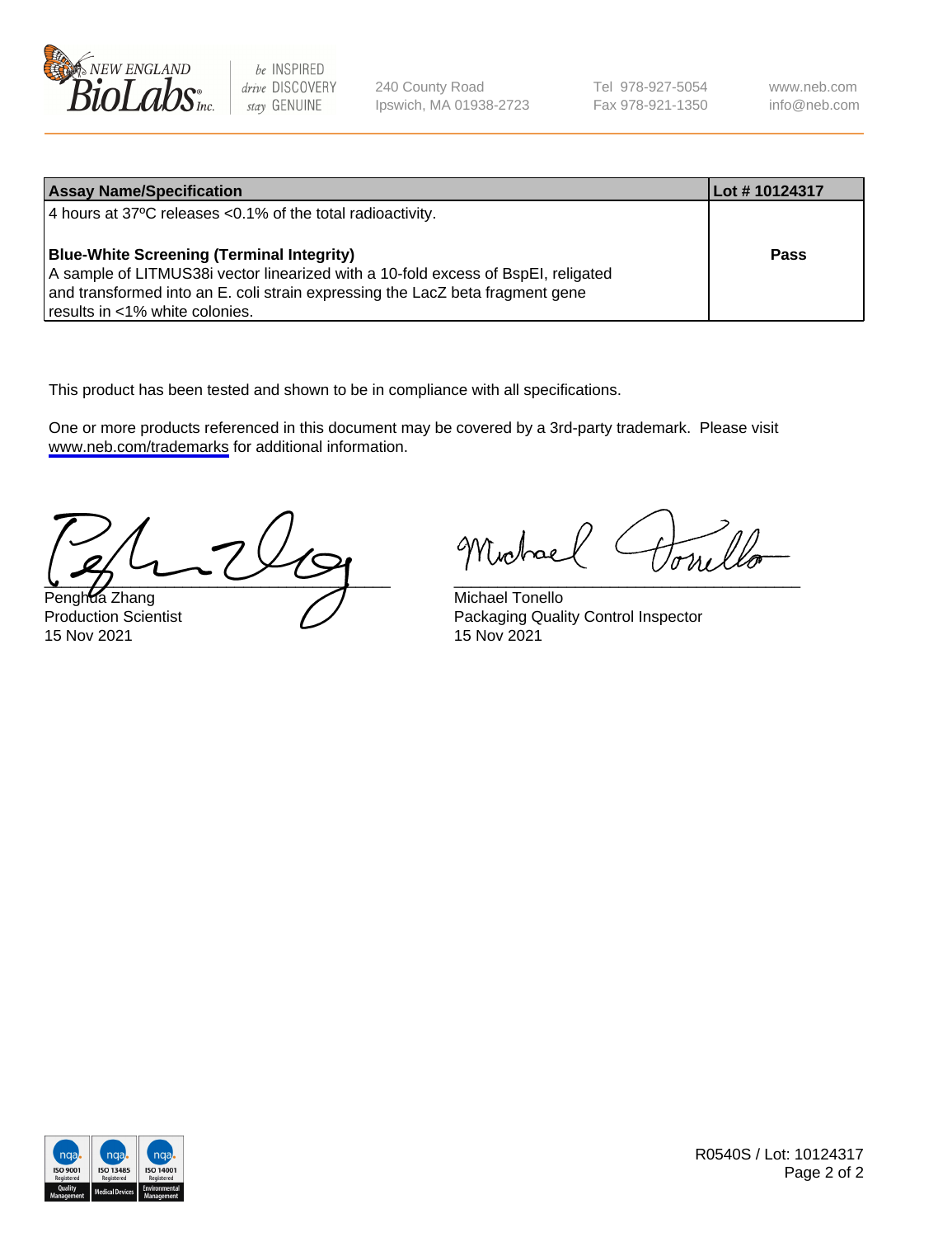| Assay Name/Specification | Lot # 10124317 |
|---|---|
| 4 hours at 37ºC releases <0.1% of the total radioactivity. | |
| **Blue-White Screening (Terminal Integrity)** A sample of LITMUS38i vector linearized with a 10-fold excess of BspEI, religated and transformed into an E. coli strain expressing the LacZ beta fragment gene results in <1% white colonies. | **Pass** |

This product has been tested and shown to be in compliance with all specifications.

One or more products referenced in this document may be covered by a 3rd-party trademark. Please visit www.neb.com/trademarks for additional information.

Penghua Zhang
Production Scientist
15 Nov 2021

Michael Tonello
Packaging Quality Control Inspector
15 Nov 2021

R0540S / Lot: 10124317